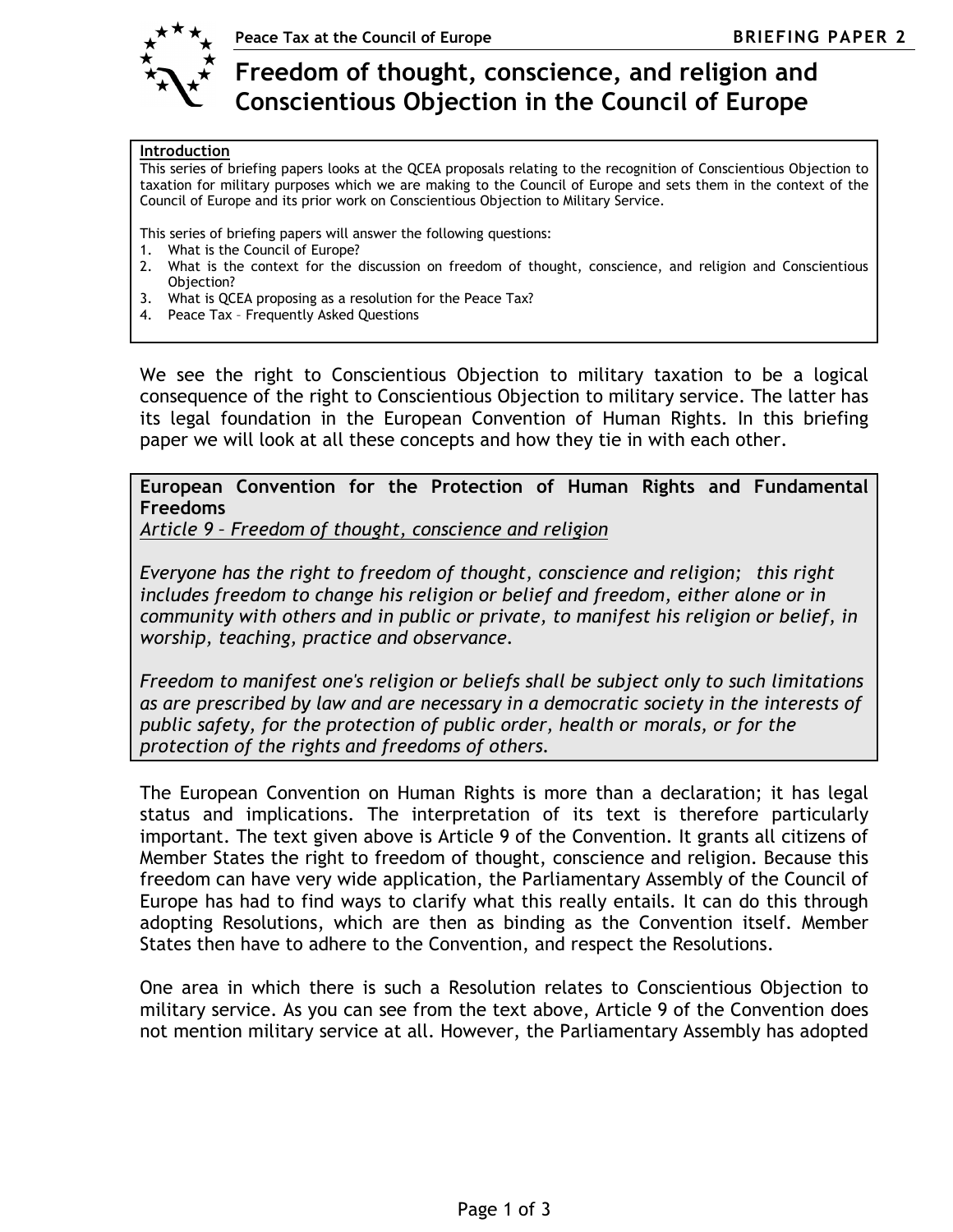# Freedom of thought, conscience, and religion and Conscientious Objection in the Council of Europe

**Introduction**

This series of briefing papers looks at the QCEA proposals relating to the recognition of Conscientious Objection to taxation for military purposes which we are making to the Council of Europe and sets them in the context of the Council of Europe and its prior work on Conscientious Objection to Military Service.

This series of briefing papers will answer the following questions:

1. What is the Council of Europe?
2. What is the context for the discussion on freedom of thought, conscience, and religion and Conscientious Objection?
3. What is QCEA proposing as a resolution for the Peace Tax?
4. Peace Tax – Frequently Asked Questions

We see the right to Conscientious Objection to military taxation to be a logical consequence of the right to Conscientious Objection to military service. The latter has its legal foundation in the European Convention of Human Rights. In this briefing paper we will look at all these concepts and how they tie in with each other.

**European Convention for the Protection of Human Rights and Fundamental Freedoms**

*Article 9 – Freedom of thought, conscience and religion*

*Everyone has the right to freedom of thought, conscience and religion; this right includes freedom to change his religion or belief and freedom, either alone or in community with others and in public or private, to manifest his religion or belief, in worship, teaching, practice and observance.*

*Freedom to manifest one's religion or beliefs shall be subject only to such limitations as are prescribed by law and are necessary in a democratic society in the interests of public safety, for the protection of public order, health or morals, or for the protection of the rights and freedoms of others.*

The European Convention on Human Rights is more than a declaration; it has legal status and implications. The interpretation of its text is therefore particularly important. The text given above is Article 9 of the Convention. It grants all citizens of Member States the right to freedom of thought, conscience and religion. Because this freedom can have very wide application, the Parliamentary Assembly of the Council of Europe has had to find ways to clarify what this really entails. It can do this through adopting Resolutions, which are then as binding as the Convention itself. Member States then have to adhere to the Convention, and respect the Resolutions.

One area in which there is such a Resolution relates to Conscientious Objection to military service. As you can see from the text above, Article 9 of the Convention does not mention military service at all. However, the Parliamentary Assembly has adopted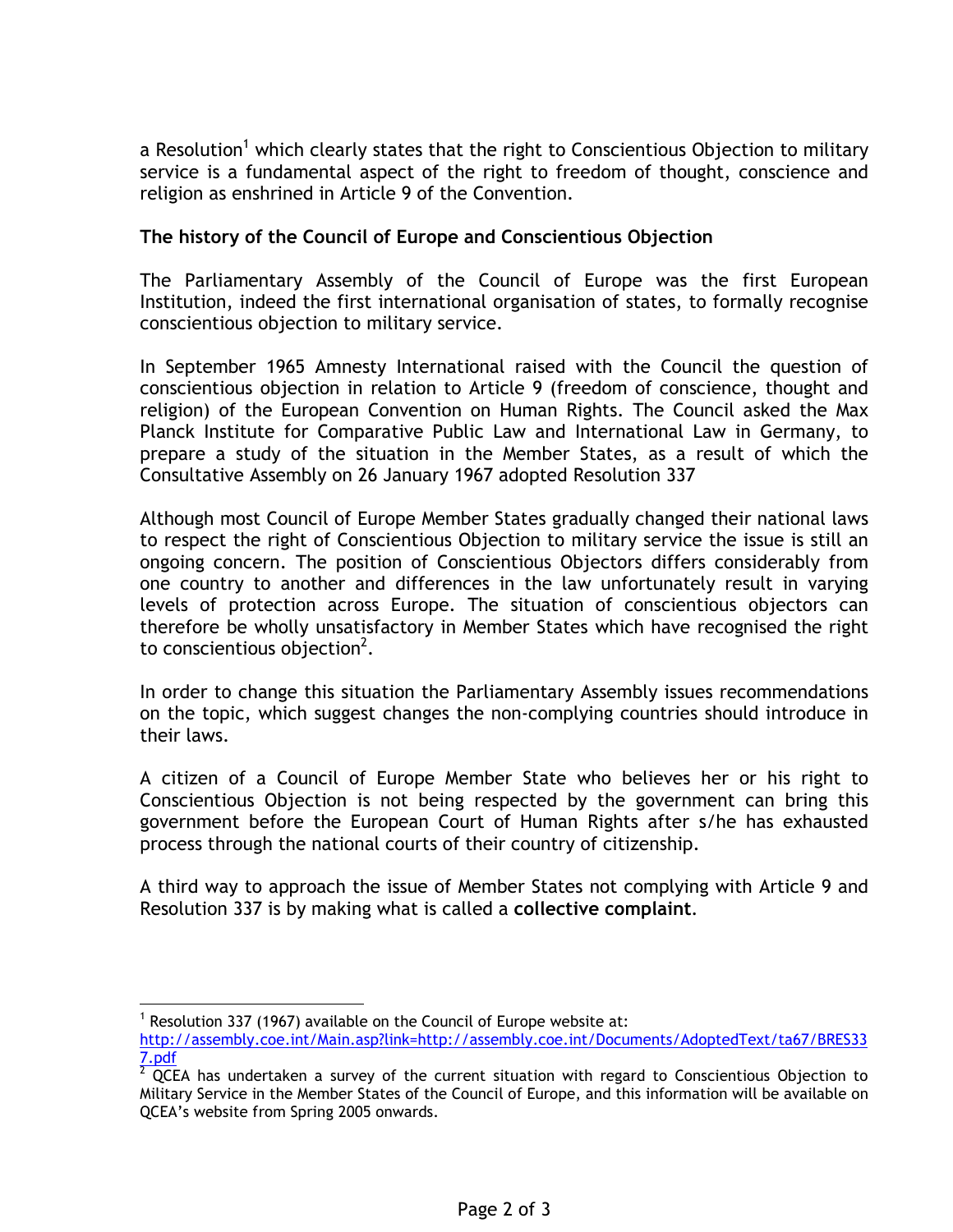a Resolution[1] which clearly states that the right to Conscientious Objection to military service is a fundamental aspect of the right to freedom of thought, conscience and religion as enshrined in Article 9 of the Convention.

## The history of the Council of Europe and Conscientious Objection

The Parliamentary Assembly of the Council of Europe was the first European Institution, indeed the first international organisation of states, to formally recognise conscientious objection to military service.

In September 1965 Amnesty International raised with the Council the question of conscientious objection in relation to Article 9 (freedom of conscience, thought and religion) of the European Convention on Human Rights. The Council asked the Max Planck Institute for Comparative Public Law and International Law in Germany, to prepare a study of the situation in the Member States, as a result of which the Consultative Assembly on 26 January 1967 adopted Resolution 337

Although most Council of Europe Member States gradually changed their national laws to respect the right of Conscientious Objection to military service the issue is still an ongoing concern. The position of Conscientious Objectors differs considerably from one country to another and differences in the law unfortunately result in varying levels of protection across Europe. The situation of conscientious objectors can therefore be wholly unsatisfactory in Member States which have recognised the right to conscientious objection[2].

In order to change this situation the Parliamentary Assembly issues recommendations on the topic, which suggest changes the non-complying countries should introduce in their laws.

A citizen of a Council of Europe Member State who believes her or his right to Conscientious Objection is not being respected by the government can bring this government before the European Court of Human Rights after s/he has exhausted process through the national courts of their country of citizenship.

A third way to approach the issue of Member States not complying with Article 9 and Resolution 337 is by making what is called a **collective complaint**.

---

[1] Resolution 337 (1967) available on the Council of Europe website at: http://assembly.coe.int/Main.asp?link=http://assembly.coe.int/Documents/AdoptedText/ta67/BRES337.pdf

[2] QCEA has undertaken a survey of the current situation with regard to Conscientious Objection to Military Service in the Member States of the Council of Europe, and this information will be available on QCEA's website from Spring 2005 onwards.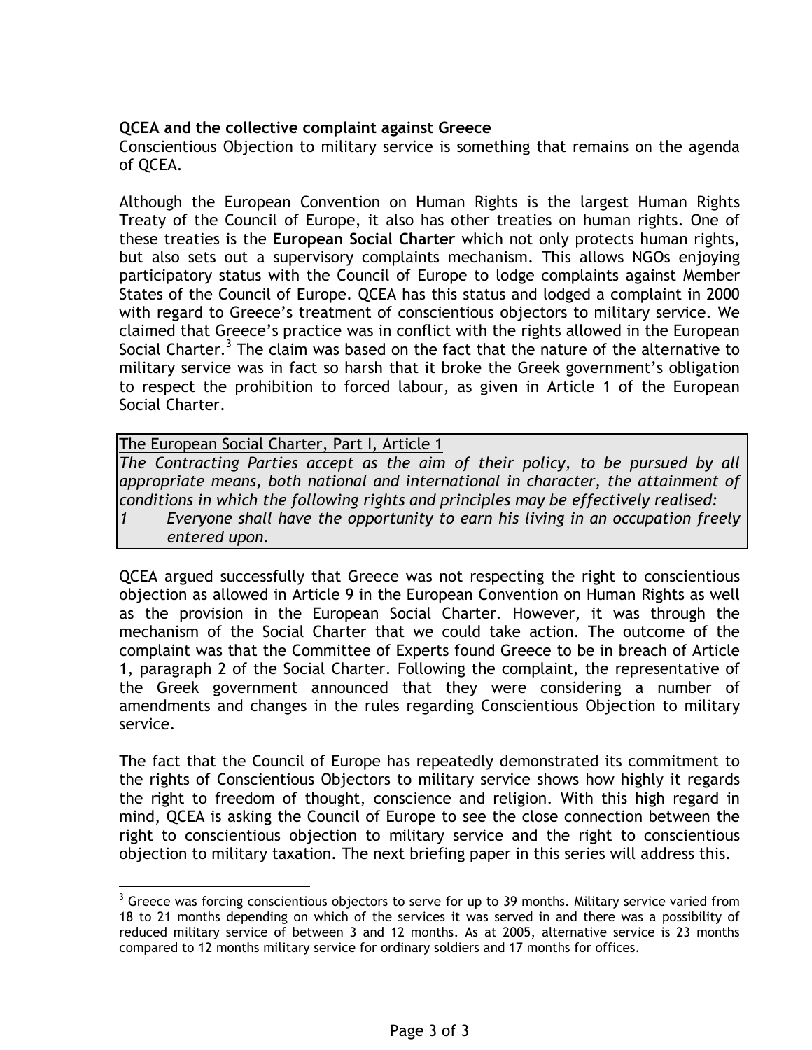**QCEA and the collective complaint against Greece**

Conscientious Objection to military service is something that remains on the agenda of QCEA.

Although the European Convention on Human Rights is the largest Human Rights Treaty of the Council of Europe, it also has other treaties on human rights. One of these treaties is the **European Social Charter** which not only protects human rights, but also sets out a supervisory complaints mechanism. This allows NGOs enjoying participatory status with the Council of Europe to lodge complaints against Member States of the Council of Europe. QCEA has this status and lodged a complaint in 2000 with regard to Greece's treatment of conscientious objectors to military service. We claimed that Greece's practice was in conflict with the rights allowed in the European Social Charter.[3] The claim was based on the fact that the nature of the alternative to military service was in fact so harsh that it broke the Greek government's obligation to respect the prohibition to forced labour, as given in Article 1 of the European Social Charter.

> The European Social Charter, Part I, Article 1
>
> *The Contracting Parties accept as the aim of their policy, to be pursued by all appropriate means, both national and international in character, the attainment of conditions in which the following rights and principles may be effectively realised:*
>
> *1 Everyone shall have the opportunity to earn his living in an occupation freely entered upon.*

QCEA argued successfully that Greece was not respecting the right to conscientious objection as allowed in Article 9 in the European Convention on Human Rights as well as the provision in the European Social Charter. However, it was through the mechanism of the Social Charter that we could take action. The outcome of the complaint was that the Committee of Experts found Greece to be in breach of Article 1, paragraph 2 of the Social Charter. Following the complaint, the representative of the Greek government announced that they were considering a number of amendments and changes in the rules regarding Conscientious Objection to military service.

The fact that the Council of Europe has repeatedly demonstrated its commitment to the rights of Conscientious Objectors to military service shows how highly it regards the right to freedom of thought, conscience and religion. With this high regard in mind, QCEA is asking the Council of Europe to see the close connection between the right to conscientious objection to military service and the right to conscientious objection to military taxation. The next briefing paper in this series will address this.

---

[3] Greece was forcing conscientious objectors to serve for up to 39 months. Military service varied from 18 to 21 months depending on which of the services it was served in and there was a possibility of reduced military service of between 3 and 12 months. As at 2005, alternative service is 23 months compared to 12 months military service for ordinary soldiers and 17 months for offices.